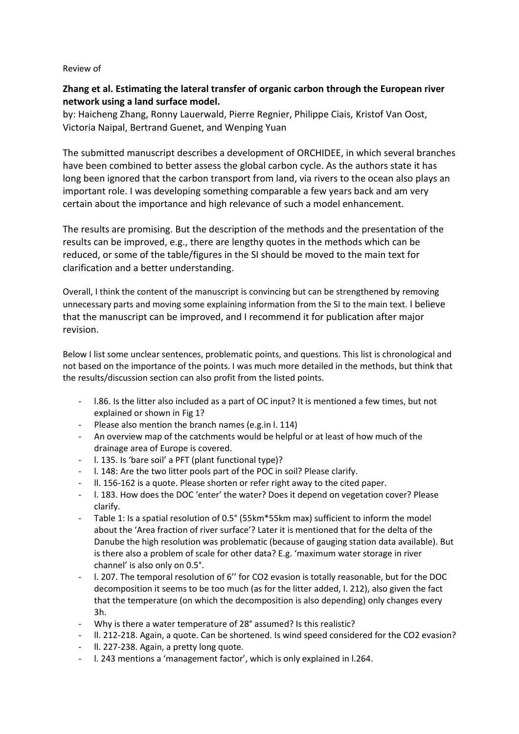Review of

**Zhang et al. Estimating the lateral transfer of organic carbon through the European river network using a land surface model.**

by: Haicheng Zhang, Ronny Lauerwald, Pierre Regnier, Philippe Ciais, Kristof Van Oost, Victoria Naipal, Bertrand Guenet, and Wenping Yuan

The submitted manuscript describes a development of ORCHIDEE, in which several branches have been combined to better assess the global carbon cycle. As the authors state it has long been ignored that the carbon transport from land, via rivers to the ocean also plays an important role. I was developing something comparable a few years back and am very certain about the importance and high relevance of such a model enhancement.

The results are promising. But the description of the methods and the presentation of the results can be improved, e.g., there are lengthy quotes in the methods which can be reduced, or some of the table/figures in the SI should be moved to the main text for clarification and a better understanding.

Overall, I think the content of the manuscript is convincing but can be strengthened by removing unnecessary parts and moving some explaining information from the SI to the main text. I believe that the manuscript can be improved, and I recommend it for publication after major revision.

Below I list some unclear sentences, problematic points, and questions. This list is chronological and not based on the importance of the points. I was much more detailed in the methods, but think that the results/discussion section can also profit from the listed points.

- l.86. Is the litter also included as a part of OC input? It is mentioned a few times, but not explained or shown in Fig 1?
- Please also mention the branch names (e.g.in l. 114)
- An overview map of the catchments would be helpful or at least of how much of the drainage area of Europe is covered.
- l. 135. Is 'bare soil' a PFT (plant functional type)?
- l. 148: Are the two litter pools part of the POC in soil? Please clarify.
- ll. 156-162 is a quote. Please shorten or refer right away to the cited paper.
- l. 183. How does the DOC 'enter' the water? Does it depend on vegetation cover? Please clarify.
- Table 1: Is a spatial resolution of 0.5° (55km*55km max) sufficient to inform the model about the 'Area fraction of river surface'? Later it is mentioned that for the delta of the Danube the high resolution was problematic (because of gauging station data available). But is there also a problem of scale for other data? E.g. 'maximum water storage in river channel' is also only on 0.5°.
- l. 207. The temporal resolution of 6'' for $CO_2$ evasion is totally reasonable, but for the DOC decomposition it seems to be too much (as for the litter added, l. 212), also given the fact that the temperature (on which the decomposition is also depending) only changes every 3h.
- Why is there a water temperature of 28° assumed? Is this realistic?
- ll. 212-218. Again, a quote. Can be shortened. Is wind speed considered for the $CO_2$ evasion?
- ll. 227-238. Again, a pretty long quote.
- l. 243 mentions a 'management factor', which is only explained in l.264.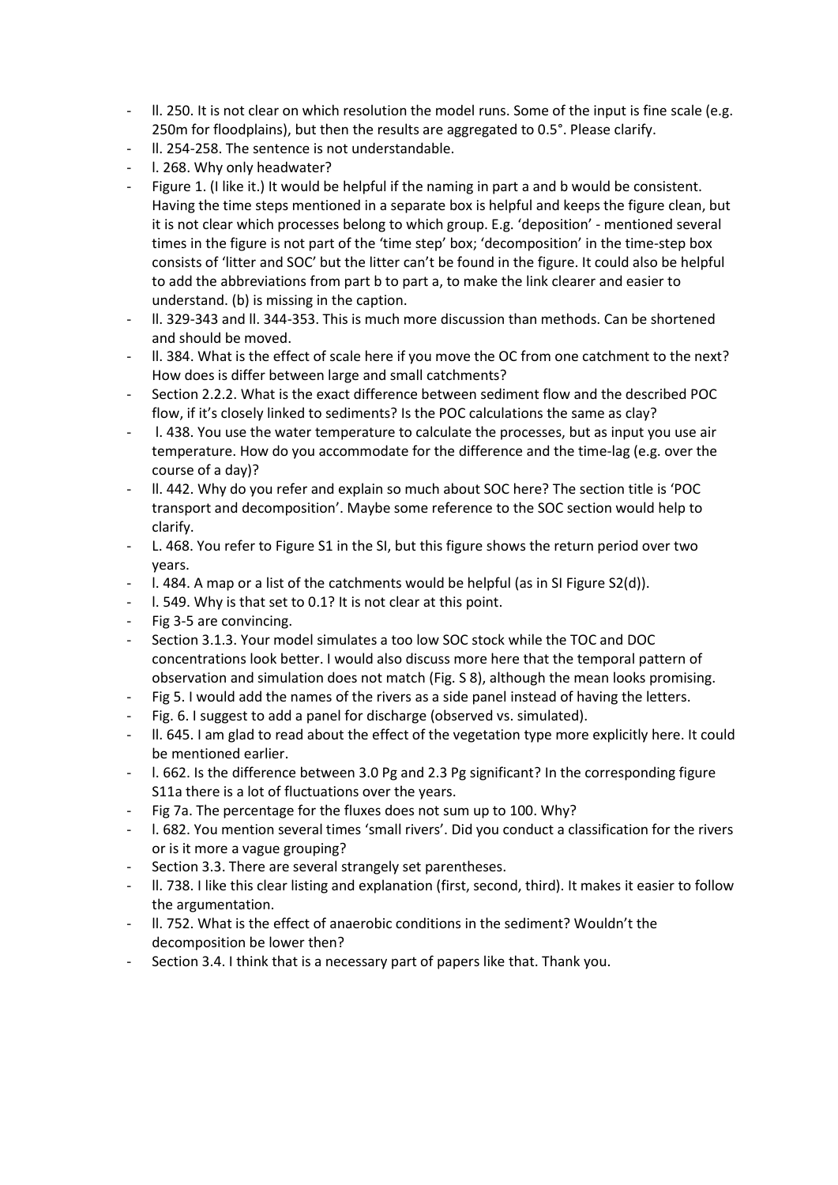- ll. 250. It is not clear on which resolution the model runs. Some of the input is fine scale (e.g. 250m for floodplains), but then the results are aggregated to 0.5°. Please clarify.
- ll. 254-258. The sentence is not understandable.
- l. 268. Why only headwater?
- Figure 1. (I like it.) It would be helpful if the naming in part a and b would be consistent. Having the time steps mentioned in a separate box is helpful and keeps the figure clean, but it is not clear which processes belong to which group. E.g. 'deposition' - mentioned several times in the figure is not part of the 'time step' box; 'decomposition' in the time-step box consists of 'litter and SOC' but the litter can't be found in the figure. It could also be helpful to add the abbreviations from part b to part a, to make the link clearer and easier to understand. (b) is missing in the caption.
- ll. 329-343 and ll. 344-353. This is much more discussion than methods. Can be shortened and should be moved.
- ll. 384. What is the effect of scale here if you move the OC from one catchment to the next? How does is differ between large and small catchments?
- Section 2.2.2. What is the exact difference between sediment flow and the described POC flow, if it's closely linked to sediments? Is the POC calculations the same as clay?
- l. 438. You use the water temperature to calculate the processes, but as input you use air temperature. How do you accommodate for the difference and the time-lag (e.g. over the course of a day)?
- ll. 442. Why do you refer and explain so much about SOC here? The section title is 'POC transport and decomposition'. Maybe some reference to the SOC section would help to clarify.
- L. 468. You refer to Figure S1 in the SI, but this figure shows the return period over two years.
- l. 484. A map or a list of the catchments would be helpful (as in SI Figure S2(d)).
- l. 549. Why is that set to 0.1? It is not clear at this point.
- Fig 3-5 are convincing.
- Section 3.1.3. Your model simulates a too low SOC stock while the TOC and DOC concentrations look better. I would also discuss more here that the temporal pattern of observation and simulation does not match (Fig. S 8), although the mean looks promising.
- Fig 5. I would add the names of the rivers as a side panel instead of having the letters.
- Fig. 6. I suggest to add a panel for discharge (observed vs. simulated).
- ll. 645. I am glad to read about the effect of the vegetation type more explicitly here. It could be mentioned earlier.
- l. 662. Is the difference between 3.0 Pg and 2.3 Pg significant? In the corresponding figure S11a there is a lot of fluctuations over the years.
- Fig 7a. The percentage for the fluxes does not sum up to 100. Why?
- l. 682. You mention several times 'small rivers'. Did you conduct a classification for the rivers or is it more a vague grouping?
- Section 3.3. There are several strangely set parentheses.
- ll. 738. I like this clear listing and explanation (first, second, third). It makes it easier to follow the argumentation.
- ll. 752. What is the effect of anaerobic conditions in the sediment? Wouldn't the decomposition be lower then?
- Section 3.4. I think that is a necessary part of papers like that. Thank you.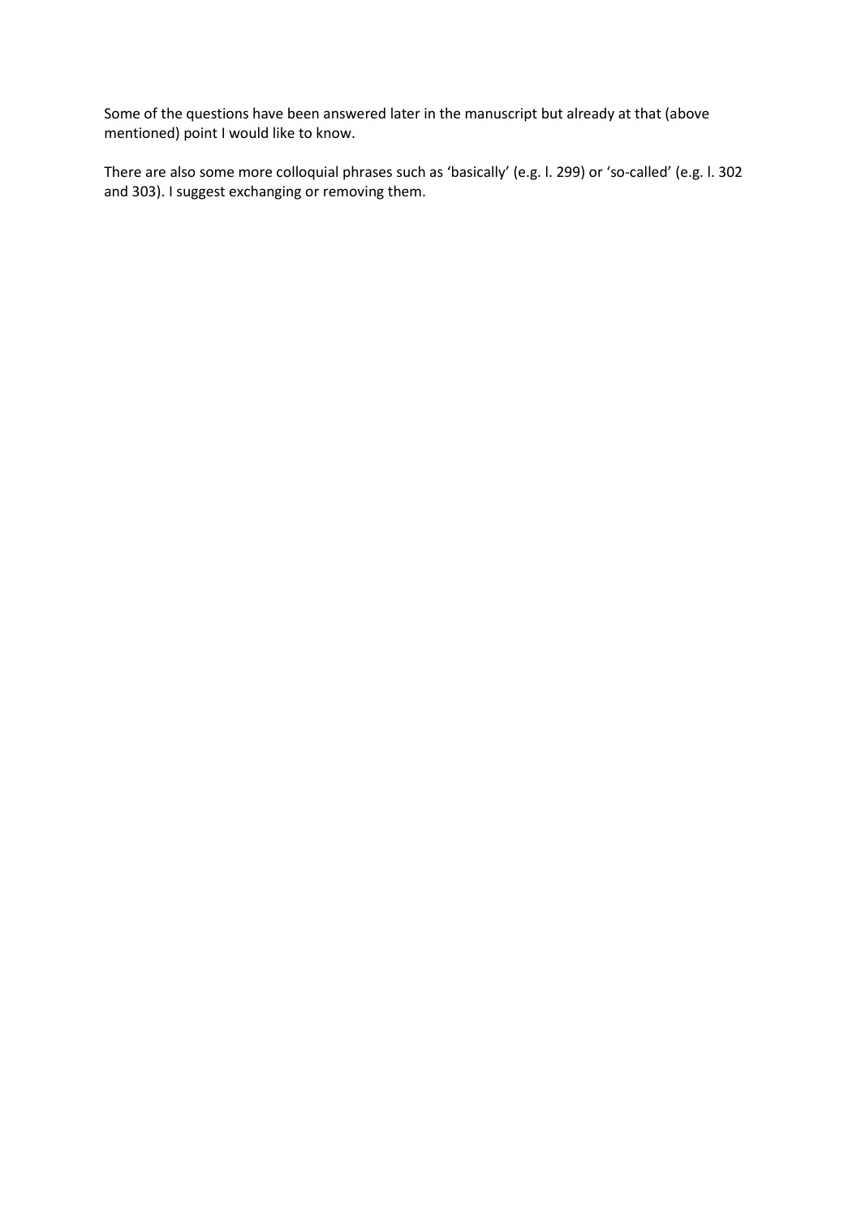Some of the questions have been answered later in the manuscript but already at that (above mentioned) point I would like to know.

There are also some more colloquial phrases such as 'basically' (e.g. l. 299) or 'so-called' (e.g. l. 302 and 303). I suggest exchanging or removing them.